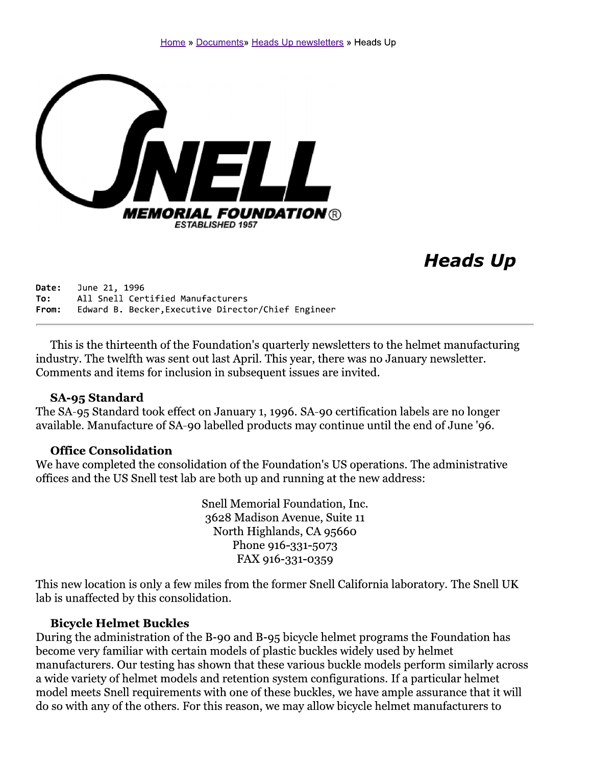Home » Documents» Heads Up newsletters » Heads Up

SNELL MEMORIAL FOUNDATION®
ESTABLISHED 1957

# Heads Up

**Date:** June 21, 1996
**To:** All Snell Certified Manufacturers
**From:** Edward B. Becker,Executive Director/Chief Engineer

---

This is the thirteenth of the Foundation's quarterly newsletters to the helmet manufacturing industry. The twelfth was sent out last April. This year, there was no January newsletter. Comments and items for inclusion in subsequent issues are invited.

### SA-95 Standard

The SA-95 Standard took effect on January 1, 1996. SA-90 certification labels are no longer available. Manufacture of SA-90 labelled products may continue until the end of June '96.

### Office Consolidation

We have completed the consolidation of the Foundation's US operations. The administrative offices and the US Snell test lab are both up and running at the new address:

Snell Memorial Foundation, Inc.
3628 Madison Avenue, Suite 11
North Highlands, CA 95660
Phone 916-331-5073
FAX 916-331-0359

This new location is only a few miles from the former Snell California laboratory. The Snell UK lab is unaffected by this consolidation.

### Bicycle Helmet Buckles

During the administration of the B-90 and B-95 bicycle helmet programs the Foundation has become very familiar with certain models of plastic buckles widely used by helmet manufacturers. Our testing has shown that these various buckle models perform similarly across a wide variety of helmet models and retention system configurations. If a particular helmet model meets Snell requirements with one of these buckles, we have ample assurance that it will do so with any of the others. For this reason, we may allow bicycle helmet manufacturers to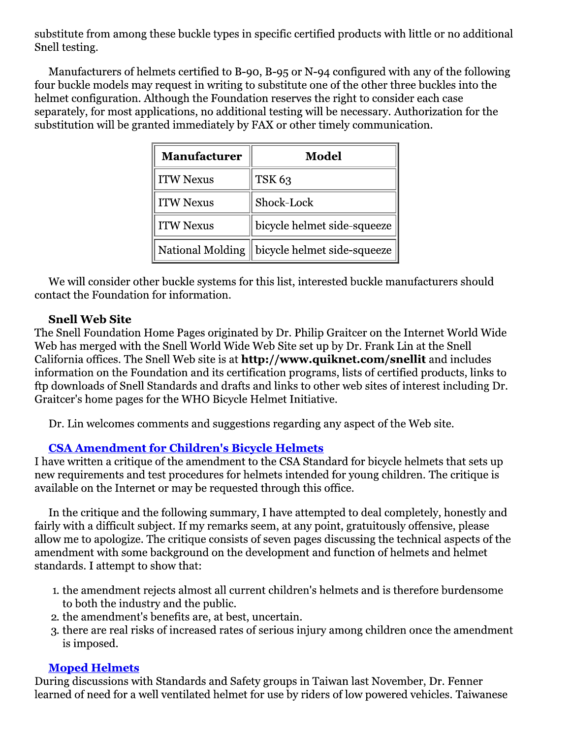substitute from among these buckle types in specific certified products with little or no additional Snell testing.

Manufacturers of helmets certified to B-90, B-95 or N-94 configured with any of the following four buckle models may request in writing to substitute one of the other three buckles into the helmet configuration. Although the Foundation reserves the right to consider each case separately, for most applications, no additional testing will be necessary. Authorization for the substitution will be granted immediately by FAX or other timely communication.

| Manufacturer | Model |
| --- | --- |
| ITW Nexus | TSK 63 |
| ITW Nexus | Shock-Lock |
| ITW Nexus | bicycle helmet side-squeeze |
| National Molding | bicycle helmet side-squeeze |

We will consider other buckle systems for this list, interested buckle manufacturers should contact the Foundation for information.

**Snell Web Site**

The Snell Foundation Home Pages originated by Dr. Philip Graitcer on the Internet World Wide Web has merged with the Snell World Wide Web Site set up by Dr. Frank Lin at the Snell California offices. The Snell Web site is at **http://www.quiknet.com/snellit** and includes information on the Foundation and its certification programs, lists of certified products, links to ftp downloads of Snell Standards and drafts and links to other web sites of interest including Dr. Graitcer's home pages for the WHO Bicycle Helmet Initiative.

Dr. Lin welcomes comments and suggestions regarding any aspect of the Web site.

**CSA Amendment for Children's Bicycle Helmets**

I have written a critique of the amendment to the CSA Standard for bicycle helmets that sets up new requirements and test procedures for helmets intended for young children. The critique is available on the Internet or may be requested through this office.

In the critique and the following summary, I have attempted to deal completely, honestly and fairly with a difficult subject. If my remarks seem, at any point, gratuitously offensive, please allow me to apologize. The critique consists of seven pages discussing the technical aspects of the amendment with some background on the development and function of helmets and helmet standards. I attempt to show that:

1. the amendment rejects almost all current children's helmets and is therefore burdensome to both the industry and the public.
2. the amendment's benefits are, at best, uncertain.
3. there are real risks of increased rates of serious injury among children once the amendment is imposed.

**Moped Helmets**

During discussions with Standards and Safety groups in Taiwan last November, Dr. Fenner learned of need for a well ventilated helmet for use by riders of low powered vehicles. Taiwanese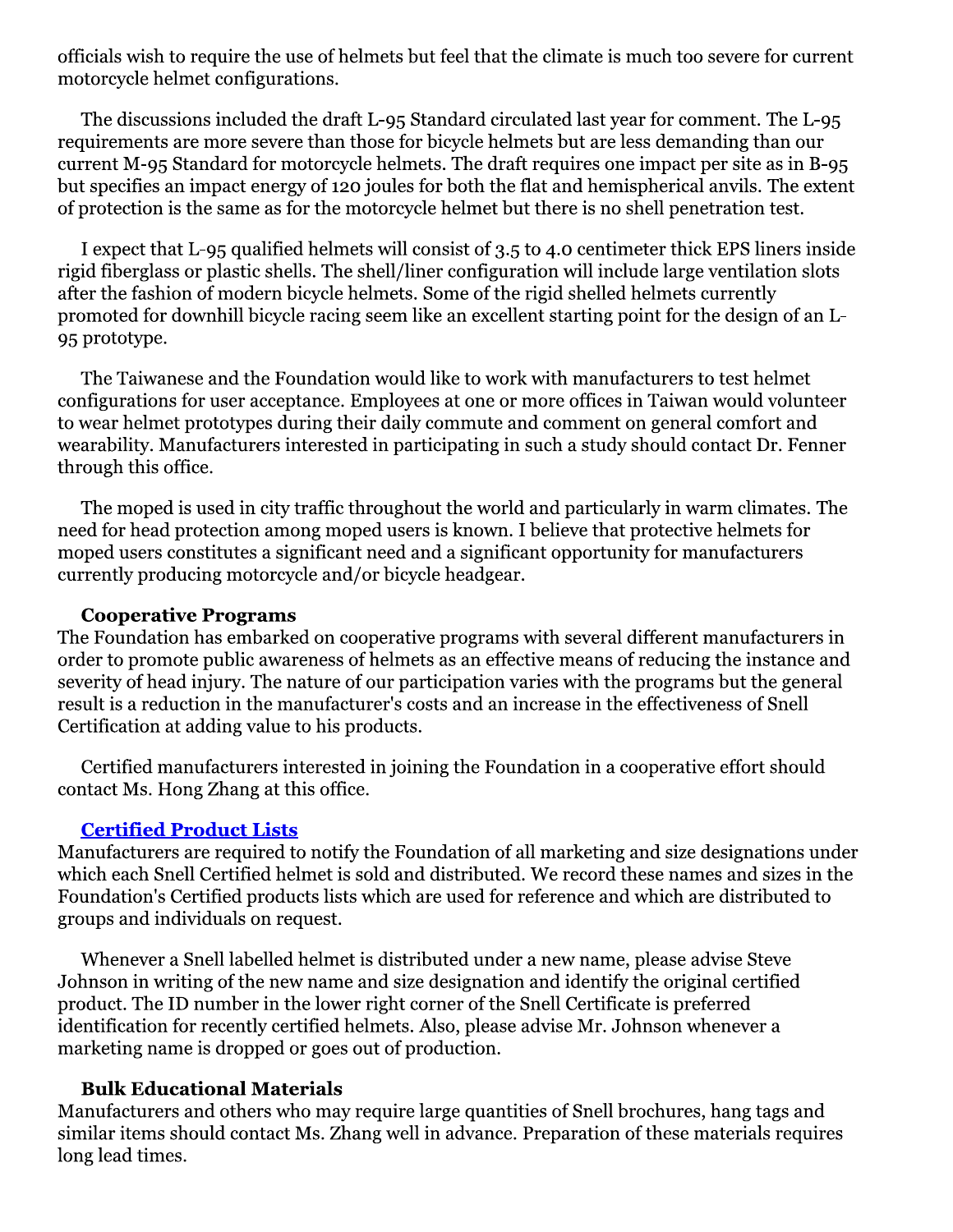officials wish to require the use of helmets but feel that the climate is much too severe for current motorcycle helmet configurations.

The discussions included the draft L-95 Standard circulated last year for comment. The L-95 requirements are more severe than those for bicycle helmets but are less demanding than our current M-95 Standard for motorcycle helmets. The draft requires one impact per site as in B-95 but specifies an impact energy of 120 joules for both the flat and hemispherical anvils. The extent of protection is the same as for the motorcycle helmet but there is no shell penetration test.

I expect that L-95 qualified helmets will consist of 3.5 to 4.0 centimeter thick EPS liners inside rigid fiberglass or plastic shells. The shell/liner configuration will include large ventilation slots after the fashion of modern bicycle helmets. Some of the rigid shelled helmets currently promoted for downhill bicycle racing seem like an excellent starting point for the design of an L-95 prototype.

The Taiwanese and the Foundation would like to work with manufacturers to test helmet configurations for user acceptance. Employees at one or more offices in Taiwan would volunteer to wear helmet prototypes during their daily commute and comment on general comfort and wearability. Manufacturers interested in participating in such a study should contact Dr. Fenner through this office.

The moped is used in city traffic throughout the world and particularly in warm climates. The need for head protection among moped users is known. I believe that protective helmets for moped users constitutes a significant need and a significant opportunity for manufacturers currently producing motorcycle and/or bicycle headgear.

**Cooperative Programs**

The Foundation has embarked on cooperative programs with several different manufacturers in order to promote public awareness of helmets as an effective means of reducing the instance and severity of head injury. The nature of our participation varies with the programs but the general result is a reduction in the manufacturer's costs and an increase in the effectiveness of Snell Certification at adding value to his products.

Certified manufacturers interested in joining the Foundation in a cooperative effort should contact Ms. Hong Zhang at this office.

**Certified Product Lists**

Manufacturers are required to notify the Foundation of all marketing and size designations under which each Snell Certified helmet is sold and distributed. We record these names and sizes in the Foundation's Certified products lists which are used for reference and which are distributed to groups and individuals on request.

Whenever a Snell labelled helmet is distributed under a new name, please advise Steve Johnson in writing of the new name and size designation and identify the original certified product. The ID number in the lower right corner of the Snell Certificate is preferred identification for recently certified helmets. Also, please advise Mr. Johnson whenever a marketing name is dropped or goes out of production.

**Bulk Educational Materials**

Manufacturers and others who may require large quantities of Snell brochures, hang tags and similar items should contact Ms. Zhang well in advance. Preparation of these materials requires long lead times.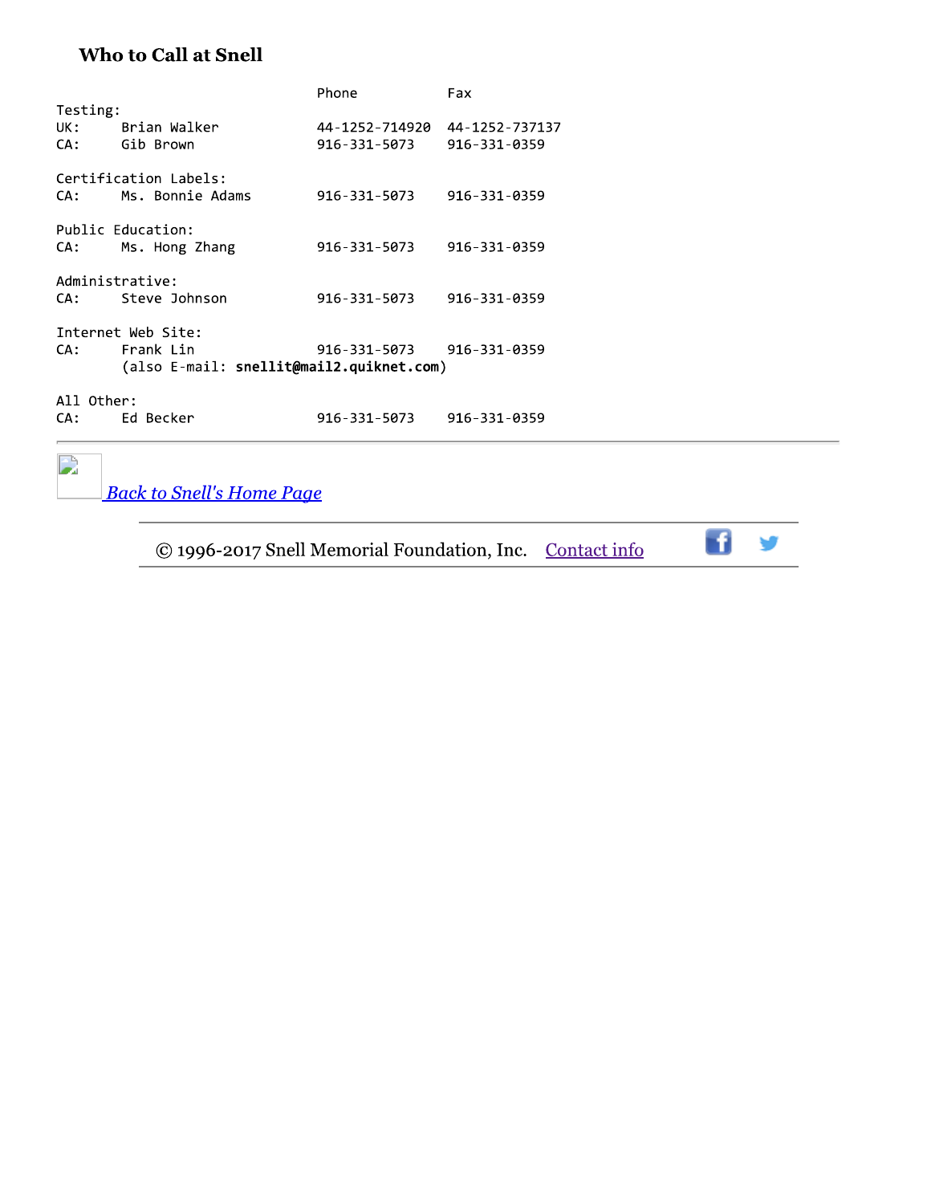### Who to Call at Snell

| | | Phone | Fax |
|---|---|---|---|
| Testing: | | | |
| UK: | Brian Walker | 44-1252-714920 | 44-1252-737137 |
| CA: | Gib Brown | 916-331-5073 | 916-331-0359 |
| Certification Labels: | | | |
| CA: | Ms. Bonnie Adams | 916-331-5073 | 916-331-0359 |
| Public Education: | | | |
| CA: | Ms. Hong Zhang | 916-331-5073 | 916-331-0359 |
| Administrative: | | | |
| CA: | Steve Johnson | 916-331-5073 | 916-331-0359 |
| Internet Web Site: | | | |
| CA: | Frank Lin | 916-331-5073 | 916-331-0359 |
| | (also E-mail: **snellit@mail2.quiknet.com**) | | |
| All Other: | | | |
| CA: | Ed Becker | 916-331-5073 | 916-331-0359 |

---

*Back to Snell's Home Page*

---

© 1996-2017 Snell Memorial Foundation, Inc. Contact info